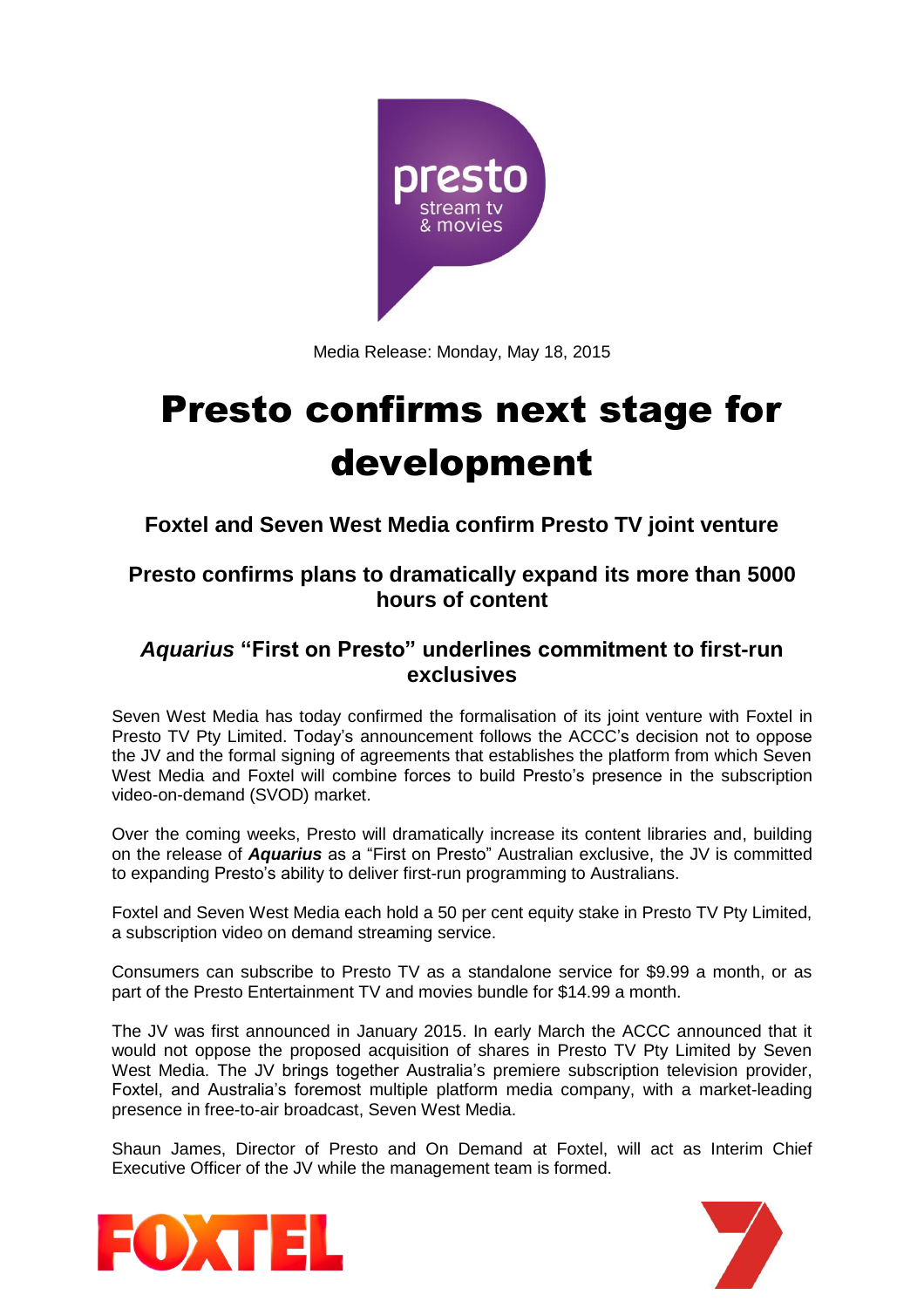Media Release: Monday, May 18, 2015

# Presto confirms next stage for development

### Foxtel and Seven West Media confirm Presto TV joint venture

### Presto confirms plans to dramatically expand its more than 5000 hours of content

### *Aquarius* "First on Presto" underlines commitment to first-run exclusives

Seven West Media has today confirmed the formalisation of its joint venture with Foxtel in Presto TV Pty Limited. Today's announcement follows the ACCC's decision not to oppose the JV and the formal signing of agreements that establishes the platform from which Seven West Media and Foxtel will combine forces to build Presto's presence in the subscription video-on-demand (SVOD) market.

Over the coming weeks, Presto will dramatically increase its content libraries and, building on the release of ***Aquarius*** as a "First on Presto" Australian exclusive, the JV is committed to expanding Presto's ability to deliver first-run programming to Australians.

Foxtel and Seven West Media each hold a 50 per cent equity stake in Presto TV Pty Limited, a subscription video on demand streaming service.

Consumers can subscribe to Presto TV as a standalone service for $9.99 a month, or as part of the Presto Entertainment TV and movies bundle for $14.99 a month.

The JV was first announced in January 2015. In early March the ACCC announced that it would not oppose the proposed acquisition of shares in Presto TV Pty Limited by Seven West Media. The JV brings together Australia's premiere subscription television provider, Foxtel, and Australia's foremost multiple platform media company, with a market-leading presence in free-to-air broadcast, Seven West Media.

Shaun James, Director of Presto and On Demand at Foxtel, will act as Interim Chief Executive Officer of the JV while the management team is formed.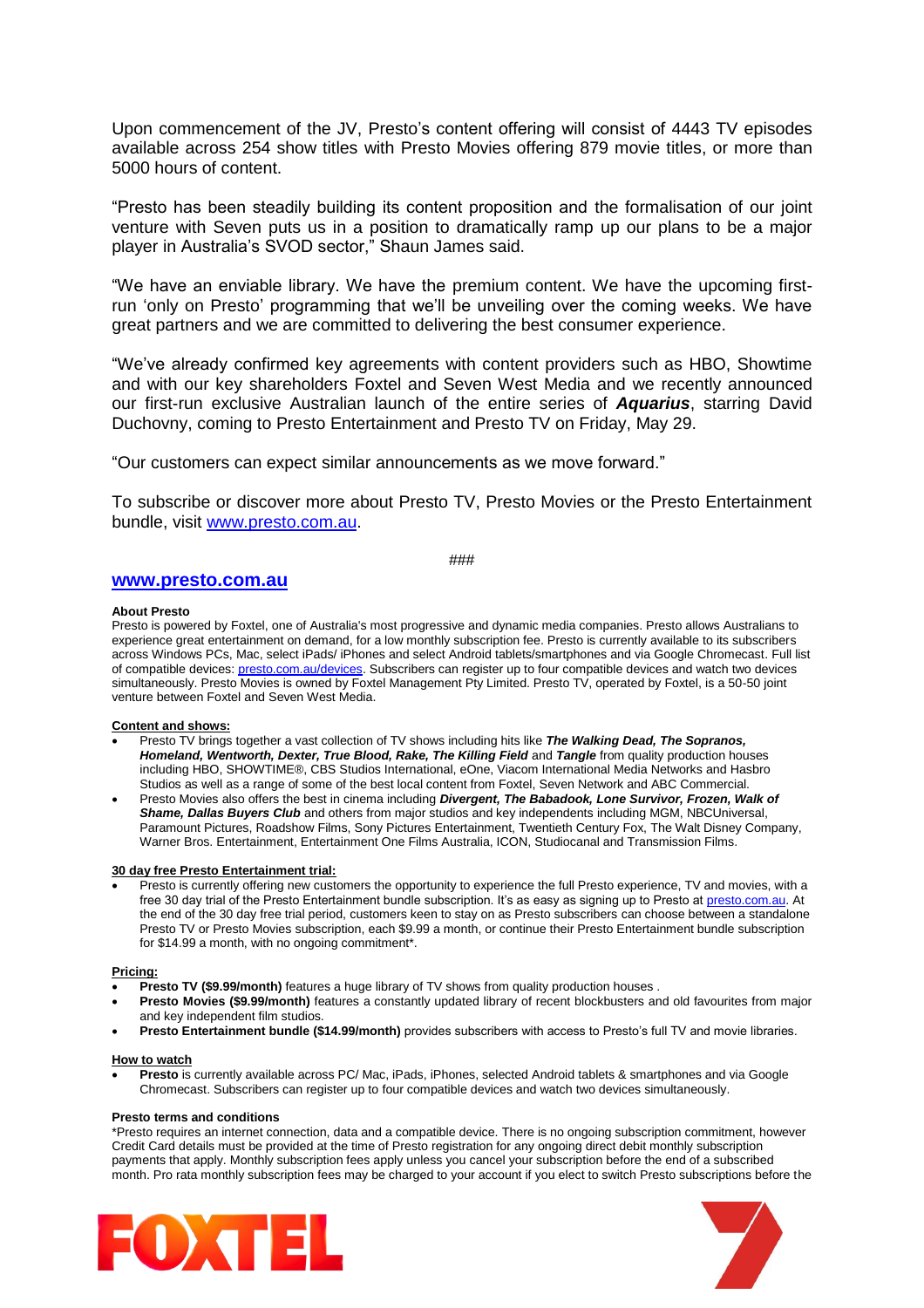Upon commencement of the JV, Presto's content offering will consist of 4443 TV episodes available across 254 show titles with Presto Movies offering 879 movie titles, or more than 5000 hours of content.

"Presto has been steadily building its content proposition and the formalisation of our joint venture with Seven puts us in a position to dramatically ramp up our plans to be a major player in Australia's SVOD sector," Shaun James said.

"We have an enviable library. We have the premium content. We have the upcoming first-run 'only on Presto' programming that we'll be unveiling over the coming weeks. We have great partners and we are committed to delivering the best consumer experience.

"We've already confirmed key agreements with content providers such as HBO, Showtime and with our key shareholders Foxtel and Seven West Media and we recently announced our first-run exclusive Australian launch of the entire series of ***Aquarius***, starring David Duchovny, coming to Presto Entertainment and Presto TV on Friday, May 29.

"Our customers can expect similar announcements as we move forward."

To subscribe or discover more about Presto TV, Presto Movies or the Presto Entertainment bundle, visit www.presto.com.au.

###

**www.presto.com.au**

**About Presto**

Presto is powered by Foxtel, one of Australia's most progressive and dynamic media companies. Presto allows Australians to experience great entertainment on demand, for a low monthly subscription fee. Presto is currently available to its subscribers across Windows PCs, Mac, select iPads/ iPhones and select Android tablets/smartphones and via Google Chromecast. Full list of compatible devices: presto.com.au/devices. Subscribers can register up to four compatible devices and watch two devices simultaneously. Presto Movies is owned by Foxtel Management Pty Limited. Presto TV, operated by Foxtel, is a 50-50 joint venture between Foxtel and Seven West Media.

**Content and shows:**

- Presto TV brings together a vast collection of TV shows including hits like ***The Walking Dead, The Sopranos, Homeland, Wentworth, Dexter, True Blood, Rake, The Killing Field*** and ***Tangle*** from quality production houses including HBO, SHOWTIME®, CBS Studios International, eOne, Viacom International Media Networks and Hasbro Studios as well as a range of some of the best local content from Foxtel, Seven Network and ABC Commercial.
- Presto Movies also offers the best in cinema including ***Divergent, The Babadook, Lone Survivor, Frozen, Walk of Shame, Dallas Buyers Club*** and others from major studios and key independents including MGM, NBCUniversal, Paramount Pictures, Roadshow Films, Sony Pictures Entertainment, Twentieth Century Fox, The Walt Disney Company, Warner Bros. Entertainment, Entertainment One Films Australia, ICON, Studiocanal and Transmission Films.

**30 day free Presto Entertainment trial:**

- Presto is currently offering new customers the opportunity to experience the full Presto experience, TV and movies, with a free 30 day trial of the Presto Entertainment bundle subscription. It's as easy as signing up to Presto at presto.com.au. At the end of the 30 day free trial period, customers keen to stay on as Presto subscribers can choose between a standalone Presto TV or Presto Movies subscription, each $9.99 a month, or continue their Presto Entertainment bundle subscription for $14.99 a month, with no ongoing commitment*.

**Pricing:**

- **Presto TV ($9.99/month)** features a huge library of TV shows from quality production houses .
- **Presto Movies ($9.99/month)** features a constantly updated library of recent blockbusters and old favourites from major and key independent film studios.
- **Presto Entertainment bundle ($14.99/month)** provides subscribers with access to Presto's full TV and movie libraries.

**How to watch**

- **Presto** is currently available across PC/ Mac, iPads, iPhones, selected Android tablets & smartphones and via Google Chromecast. Subscribers can register up to four compatible devices and watch two devices simultaneously.

**Presto terms and conditions**

*Presto requires an internet connection, data and a compatible device. There is no ongoing subscription commitment, however Credit Card details must be provided at the time of Presto registration for any ongoing direct debit monthly subscription payments that apply. Monthly subscription fees apply unless you cancel your subscription before the end of a subscribed month. Pro rata monthly subscription fees may be charged to your account if you elect to switch Presto subscriptions before the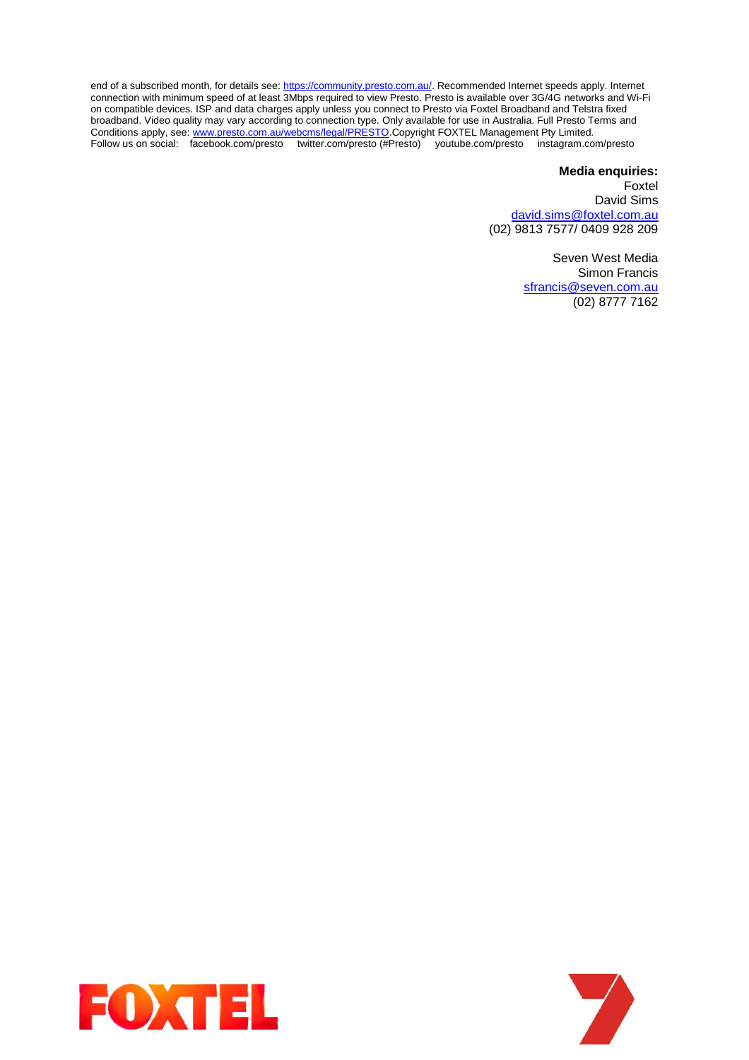end of a subscribed month, for details see: https://community.presto.com.au/. Recommended Internet speeds apply. Internet connection with minimum speed of at least 3Mbps required to view Presto. Presto is available over 3G/4G networks and Wi-Fi on compatible devices. ISP and data charges apply unless you connect to Presto via Foxtel Broadband and Telstra fixed broadband. Video quality may vary according to connection type. Only available for use in Australia. Full Presto Terms and Conditions apply, see: www.presto.com.au/webcms/legal/PRESTO.Copyright FOXTEL Management Pty Limited.
Follow us on social: facebook.com/presto twitter.com/presto (#Presto) youtube.com/presto instagram.com/presto

**Media enquiries:**
Foxtel
David Sims
david.sims@foxtel.com.au
(02) 9813 7577/ 0409 928 209

Seven West Media
Simon Francis
sfrancis@seven.com.au
(02) 8777 7162